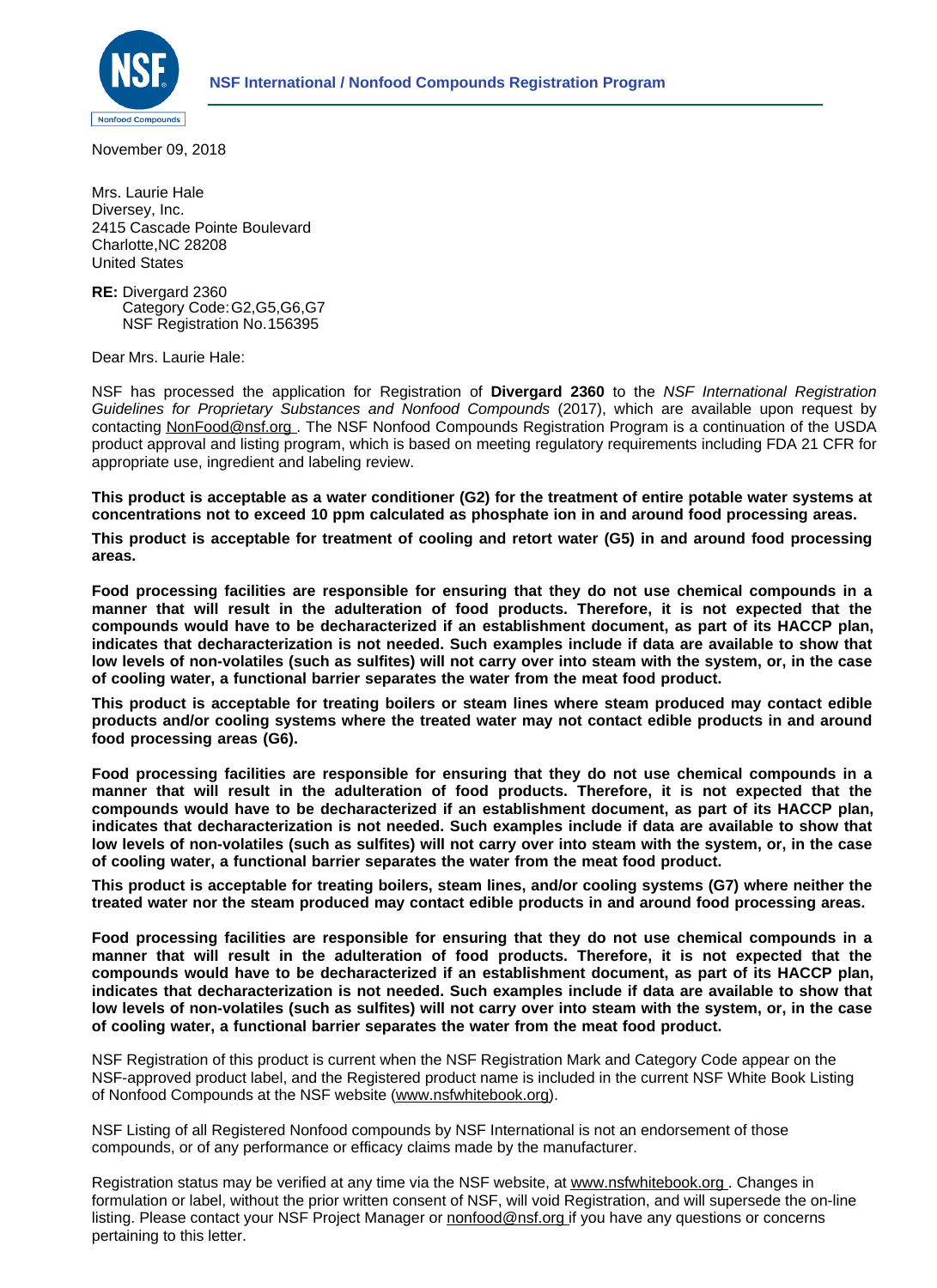NSF International / Nonfood Compounds Registration Program

November 09, 2018

Mrs. Laurie Hale
Diversey, Inc.
2415 Cascade Pointe Boulevard
Charlotte,NC 28208
United States

**RE:** Divergard 2360
Category Code:G2,G5,G6,G7
NSF Registration No.156395

Dear Mrs. Laurie Hale:

NSF has processed the application for Registration of **Divergard 2360** to the *NSF International Registration Guidelines for Proprietary Substances and Nonfood Compounds* (2017), which are available upon request by contacting NonFood@nsf.org . The NSF Nonfood Compounds Registration Program is a continuation of the USDA product approval and listing program, which is based on meeting regulatory requirements including FDA 21 CFR for appropriate use, ingredient and labeling review.

**This product is acceptable as a water conditioner (G2) for the treatment of entire potable water systems at concentrations not to exceed 10 ppm calculated as phosphate ion in and around food processing areas.**

**This product is acceptable for treatment of cooling and retort water (G5) in and around food processing areas.**

**Food processing facilities are responsible for ensuring that they do not use chemical compounds in a manner that will result in the adulteration of food products. Therefore, it is not expected that the compounds would have to be decharacterized if an establishment document, as part of its HACCP plan, indicates that decharacterization is not needed. Such examples include if data are available to show that low levels of non-volatiles (such as sulfites) will not carry over into steam with the system, or, in the case of cooling water, a functional barrier separates the water from the meat food product.**

**This product is acceptable for treating boilers or steam lines where steam produced may contact edible products and/or cooling systems where the treated water may not contact edible products in and around food processing areas (G6).**

**Food processing facilities are responsible for ensuring that they do not use chemical compounds in a manner that will result in the adulteration of food products. Therefore, it is not expected that the compounds would have to be decharacterized if an establishment document, as part of its HACCP plan, indicates that decharacterization is not needed. Such examples include if data are available to show that low levels of non-volatiles (such as sulfites) will not carry over into steam with the system, or, in the case of cooling water, a functional barrier separates the water from the meat food product.**

**This product is acceptable for treating boilers, steam lines, and/or cooling systems (G7) where neither the treated water nor the steam produced may contact edible products in and around food processing areas.**

**Food processing facilities are responsible for ensuring that they do not use chemical compounds in a manner that will result in the adulteration of food products. Therefore, it is not expected that the compounds would have to be decharacterized if an establishment document, as part of its HACCP plan, indicates that decharacterization is not needed. Such examples include if data are available to show that low levels of non-volatiles (such as sulfites) will not carry over into steam with the system, or, in the case of cooling water, a functional barrier separates the water from the meat food product.**

NSF Registration of this product is current when the NSF Registration Mark and Category Code appear on the NSF-approved product label, and the Registered product name is included in the current NSF White Book Listing of Nonfood Compounds at the NSF website (www.nsfwhitebook.org).

NSF Listing of all Registered Nonfood compounds by NSF International is not an endorsement of those compounds, or of any performance or efficacy claims made by the manufacturer.

Registration status may be verified at any time via the NSF website, at www.nsfwhitebook.org . Changes in formulation or label, without the prior written consent of NSF, will void Registration, and will supersede the on-line listing. Please contact your NSF Project Manager or nonfood@nsf.org if you have any questions or concerns pertaining to this letter.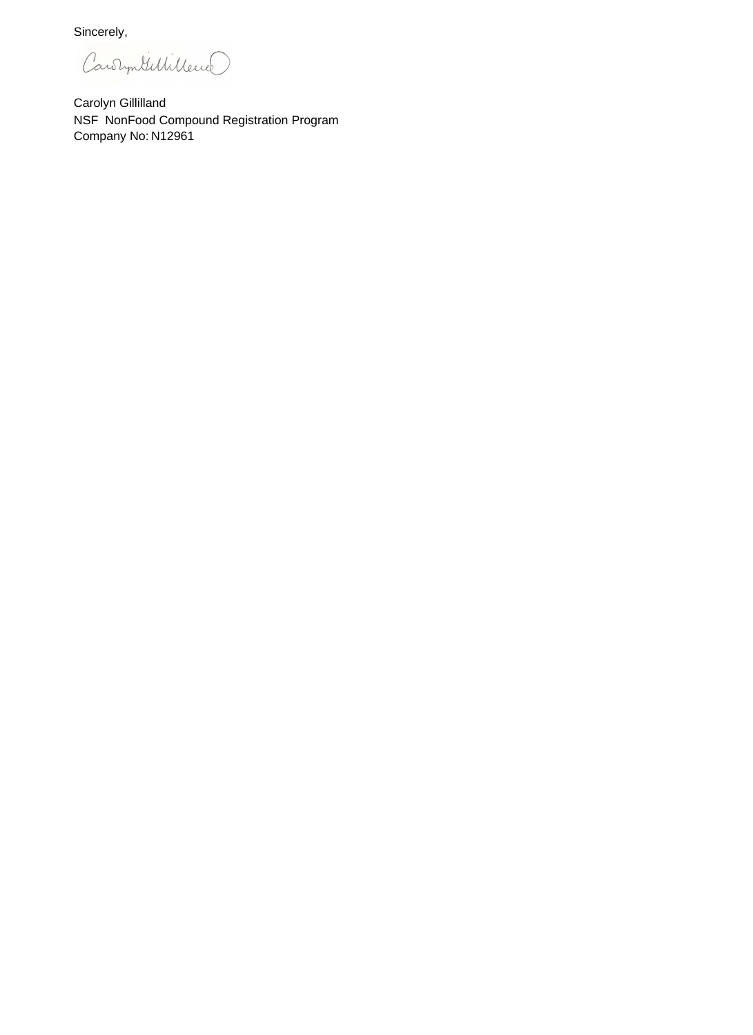Sincerely,

Carolyn Gillilland

Carolyn Gillilland
NSF NonFood Compound Registration Program
Company No: N12961